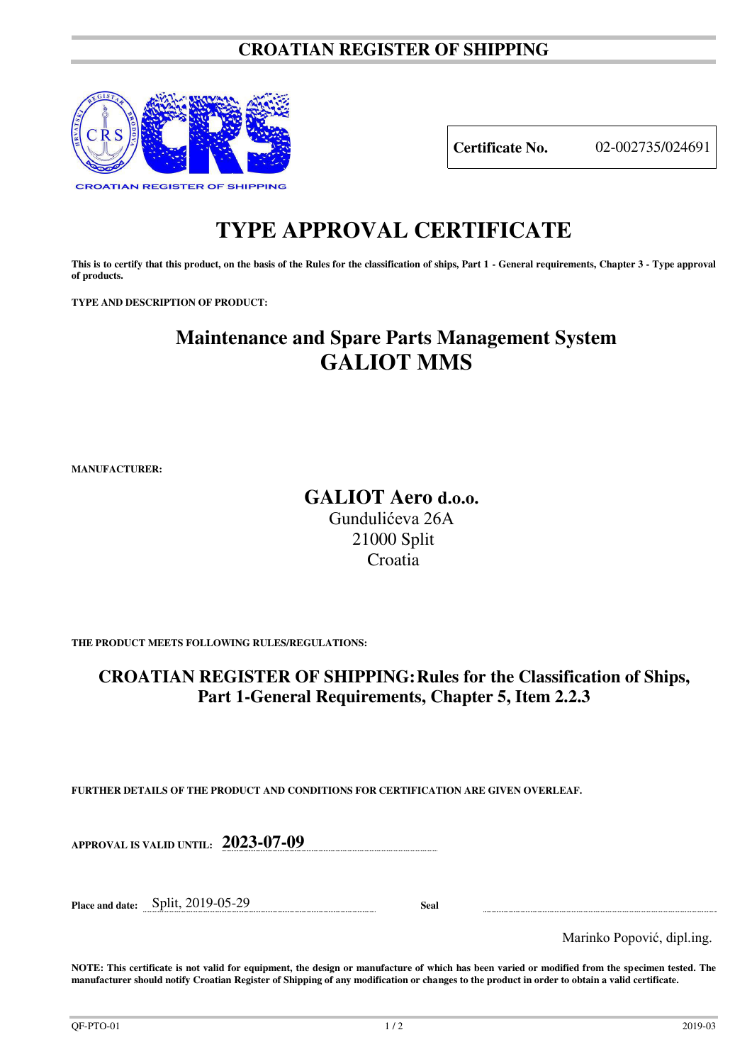# CROATIAN REGISTER OF SHIPPING

CROATIAN REGISTER OF SHIPPING

| | |
|---|---|
| **Certificate No.** | 02-002735/024691 |

# TYPE APPROVAL CERTIFICATE

**This is to certify that this product, on the basis of the Rules for the classification of ships, Part 1 - General requirements, Chapter 3 - Type approval of products.**

**TYPE AND DESCRIPTION OF PRODUCT:**

## Maintenance and Spare Parts Management System
## GALIOT MMS

**MANUFACTURER:**

**GALIOT Aero d.o.o.**
Gundulićeva 26A
21000 Split
Croatia

**THE PRODUCT MEETS FOLLOWING RULES/REGULATIONS:**

**CROATIAN REGISTER OF SHIPPING: Rules for the Classification of Ships, Part 1-General Requirements, Chapter 5, Item 2.2.3**

**FURTHER DETAILS OF THE PRODUCT AND CONDITIONS FOR CERTIFICATION ARE GIVEN OVERLEAF.**

**APPROVAL IS VALID UNTIL:** **2023-07-09**

**Place and date:** Split, 2019-05-29 **Seal**

Marinko Popović, dipl.ing.

**NOTE: This certificate is not valid for equipment, the design or manufacture of which has been varied or modified from the specimen tested. The manufacturer should notify Croatian Register of Shipping of any modification or changes to the product in order to obtain a valid certificate.**

QF-PTO-01 2019-03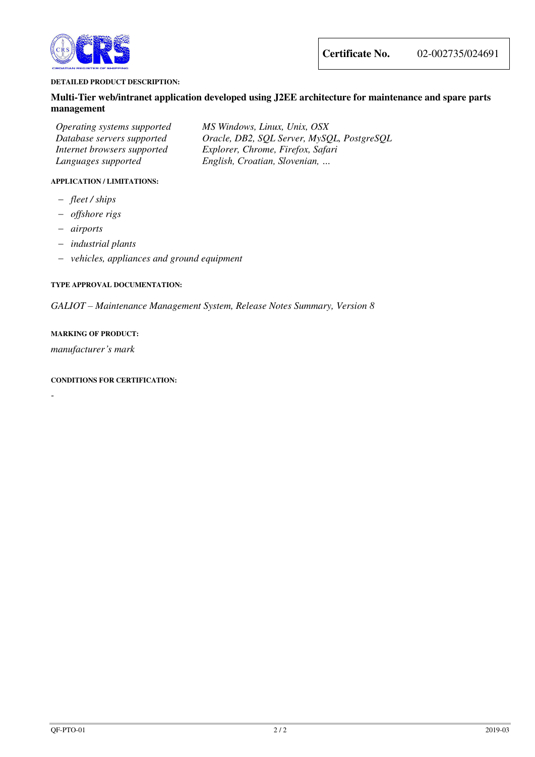**Certificate No.** 02-002735/024691

**DETAILED PRODUCT DESCRIPTION:**

**Multi-Tier web/intranet application developed using J2EE architecture for maintenance and spare parts management**

| | |
|---|---|
| *Operating systems supported* | *MS Windows, Linux, Unix, OSX* |
| *Database servers supported* | *Oracle, DB2, SQL Server, MySQL, PostgreSQL* |
| *Internet browsers supported* | *Explorer, Chrome, Firefox, Safari* |
| *Languages supported* | *English, Croatian, Slovenian, …* |

**APPLICATION / LIMITATIONS:**

- *fleet / ships*
- *offshore rigs*
- *airports*
- *industrial plants*
- *vehicles, appliances and ground equipment*

**TYPE APPROVAL DOCUMENTATION:**

*GALIOT – Maintenance Management System, Release Notes Summary, Version 8*

**MARKING OF PRODUCT:**

*manufacturer's mark*

**CONDITIONS FOR CERTIFICATION:**

-